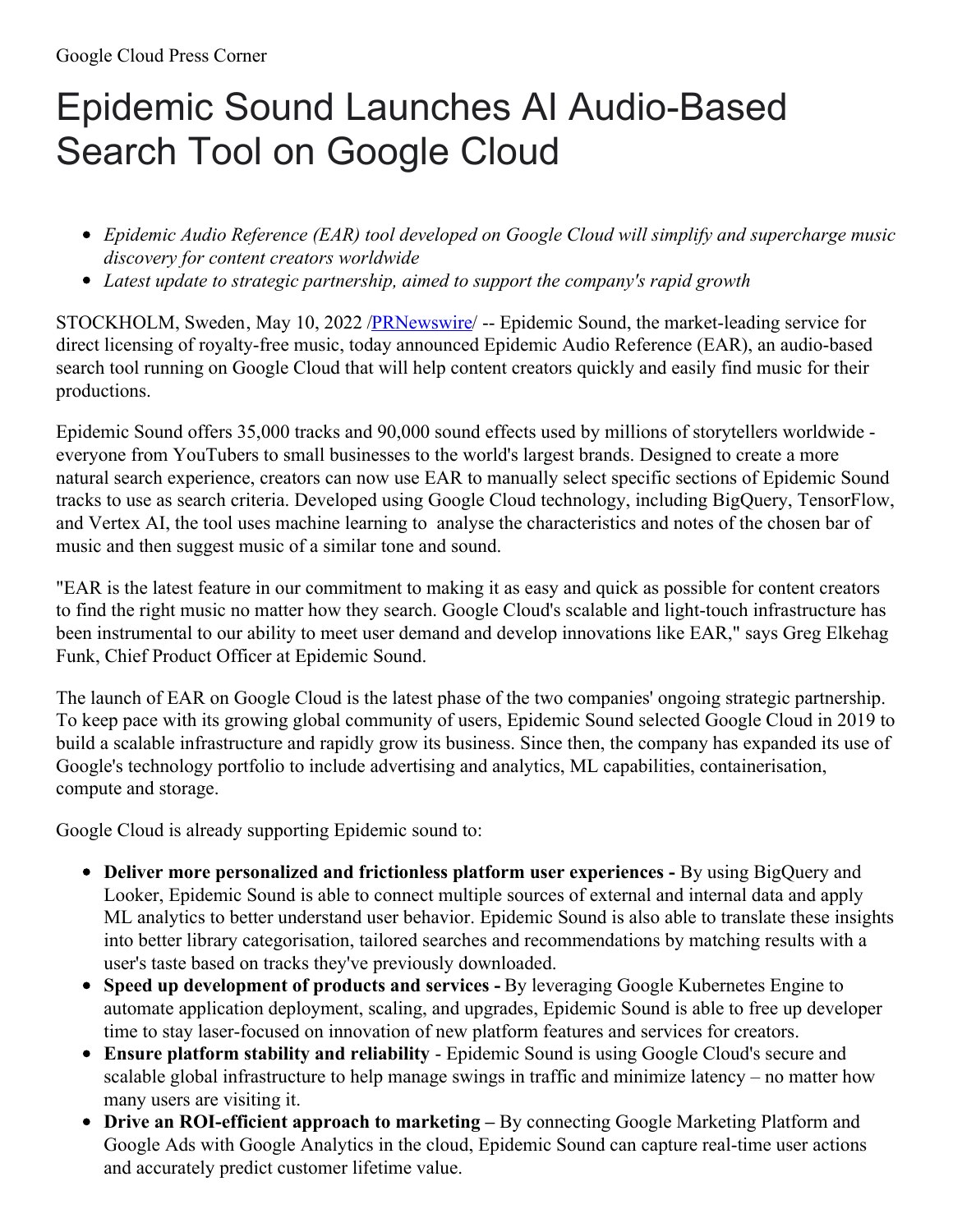Google Cloud Press Corner

# Epidemic Sound Launches AI Audio-Based Search Tool on Google Cloud

- *Epidemic Audio Reference (EAR) tool developed on Google Cloud will simplify and supercharge music discovery for content creators worldwide*
- *Latest update to strategic partnership, aimed to support the company's rapid growth*

STOCKHOLM, Sweden, May 10, 2022 /[PRNewswire](PRNewswire)/ -- Epidemic Sound, the market-leading service for direct licensing of royalty-free music, today announced Epidemic Audio Reference (EAR), an audio-based search tool running on Google Cloud that will help content creators quickly and easily find music for their productions.

Epidemic Sound offers 35,000 tracks and 90,000 sound effects used by millions of storytellers worldwide - everyone from YouTubers to small businesses to the world's largest brands. Designed to create a more natural search experience, creators can now use EAR to manually select specific sections of Epidemic Sound tracks to use as search criteria. Developed using Google Cloud technology, including BigQuery, TensorFlow, and Vertex AI, the tool uses machine learning to analyse the characteristics and notes of the chosen bar of music and then suggest music of a similar tone and sound.

"EAR is the latest feature in our commitment to making it as easy and quick as possible for content creators to find the right music no matter how they search. Google Cloud's scalable and light-touch infrastructure has been instrumental to our ability to meet user demand and develop innovations like EAR," says Greg Elkehag Funk, Chief Product Officer at Epidemic Sound.

The launch of EAR on Google Cloud is the latest phase of the two companies' ongoing strategic partnership. To keep pace with its growing global community of users, Epidemic Sound selected Google Cloud in 2019 to build a scalable infrastructure and rapidly grow its business. Since then, the company has expanded its use of Google's technology portfolio to include advertising and analytics, ML capabilities, containerisation, compute and storage.

Google Cloud is already supporting Epidemic sound to:

- **Deliver more personalized and frictionless platform user experiences -** By using BigQuery and Looker, Epidemic Sound is able to connect multiple sources of external and internal data and apply ML analytics to better understand user behavior. Epidemic Sound is also able to translate these insights into better library categorisation, tailored searches and recommendations by matching results with a user's taste based on tracks they've previously downloaded.
- **Speed up development of products and services -** By leveraging Google Kubernetes Engine to automate application deployment, scaling, and upgrades, Epidemic Sound is able to free up developer time to stay laser-focused on innovation of new platform features and services for creators.
- **Ensure platform stability and reliability** - Epidemic Sound is using Google Cloud's secure and scalable global infrastructure to help manage swings in traffic and minimize latency – no matter how many users are visiting it.
- **Drive an ROI-efficient approach to marketing –** By connecting Google Marketing Platform and Google Ads with Google Analytics in the cloud, Epidemic Sound can capture real-time user actions and accurately predict customer lifetime value.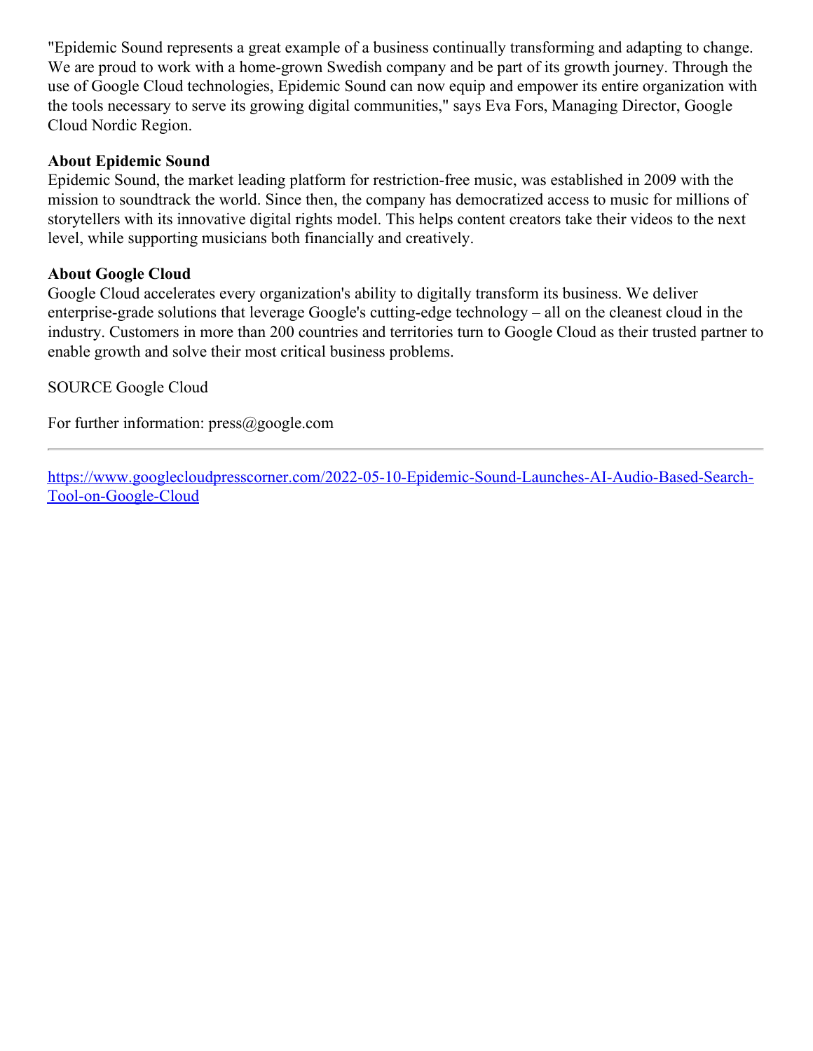"Epidemic Sound represents a great example of a business continually transforming and adapting to change. We are proud to work with a home-grown Swedish company and be part of its growth journey. Through the use of Google Cloud technologies, Epidemic Sound can now equip and empower its entire organization with the tools necessary to serve its growing digital communities," says Eva Fors, Managing Director, Google Cloud Nordic Region.

**About Epidemic Sound**
Epidemic Sound, the market leading platform for restriction-free music, was established in 2009 with the mission to soundtrack the world. Since then, the company has democratized access to music for millions of storytellers with its innovative digital rights model. This helps content creators take their videos to the next level, while supporting musicians both financially and creatively.

**About Google Cloud**
Google Cloud accelerates every organization's ability to digitally transform its business. We deliver enterprise-grade solutions that leverage Google's cutting-edge technology – all on the cleanest cloud in the industry. Customers in more than 200 countries and territories turn to Google Cloud as their trusted partner to enable growth and solve their most critical business problems.

SOURCE Google Cloud

For further information: press@google.com

---

https://www.googlecloudpresscorner.com/2022-05-10-Epidemic-Sound-Launches-AI-Audio-Based-Search-Tool-on-Google-Cloud